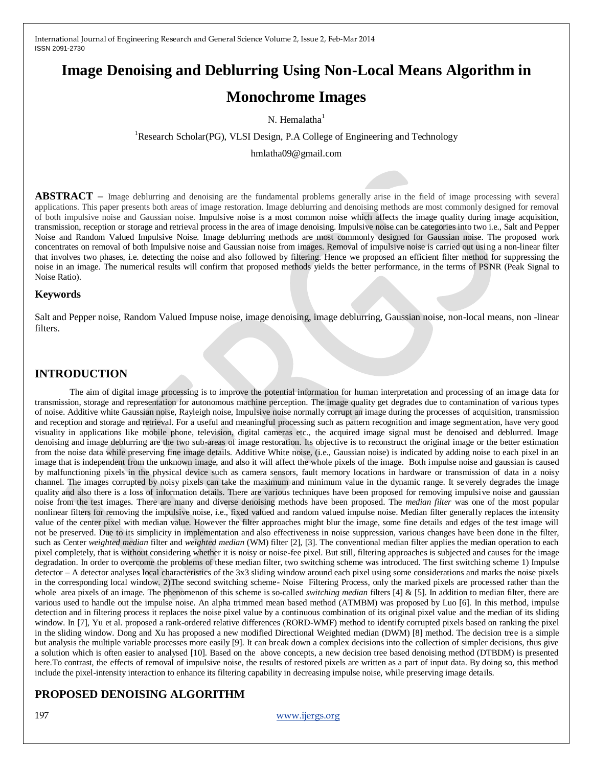# Image Denoising and Deblurring Using Non-Local Means Algorithm in Monochrome Images

N. Hemalatha[1]

[1]Research Scholar(PG), VLSI Design, P.A College of Engineering and Technology

hmlatha09@gmail.com

**ABSTRACT** – Image deblurring and denoising are the fundamental problems generally arise in the field of image processing with several applications. This paper presents both areas of image restoration. Image deblurring and denoising methods are most commonly designed for removal of both impulsive noise and Gaussian noise. Impulsive noise is a most common noise which affects the image quality during image acquisition, transmission, reception or storage and retrieval process in the area of image denoising. Impulsive noise can be categories into two i.e., Salt and Pepper Noise and Random Valued Impulsive Noise. Image deblurring methods are most commonly designed for Gaussian noise. The proposed work concentrates on removal of both Impulsive noise and Gaussian noise from images. Removal of impulsive noise is carried out using a non-linear filter that involves two phases, i.e. detecting the noise and also followed by filtering. Hence we proposed an efficient filter method for suppressing the noise in an image. The numerical results will confirm that proposed methods yields the better performance, in the terms of PSNR (Peak Signal to Noise Ratio).

## Keywords

Salt and Pepper noise, Random Valued Impuse noise, image denoising, image deblurring, Gaussian noise, non-local means, non -linear filters.

## INTRODUCTION

The aim of digital image processing is to improve the potential information for human interpretation and processing of an image data for transmission, storage and representation for autonomous machine perception. The image quality get degrades due to contamination of various types of noise. Additive white Gaussian noise, Rayleigh noise, Impulsive noise normally corrupt an image during the processes of acquisition, transmission and reception and storage and retrieval. For a useful and meaningful processing such as pattern recognition and image segmentation, have very good visuality in applications like mobile phone, television, digital cameras etc., the acquired image signal must be denoised and deblurred. Image denoising and image deblurring are the two sub-areas of image restoration. Its objective is to reconstruct the original image or the better estimation from the noise data while preserving fine image details. Additive White noise, (i.e., Gaussian noise) is indicated by adding noise to each pixel in an image that is independent from the unknown image, and also it will affect the whole pixels of the image. Both impulse noise and gaussian is caused by malfunctioning pixels in the physical device such as camera sensors, fault memory locations in hardware or transmission of data in a noisy channel. The images corrupted by noisy pixels can take the maximum and minimum value in the dynamic range. It severely degrades the image quality and also there is a loss of information details. There are various techniques have been proposed for removing impulsive noise and gaussian noise from the test images. There are many and diverse denoising methods have been proposed. The *median filter* was one of the most popular nonlinear filters for removing the impulsive noise, i.e., fixed valued and random valued impulse noise. Median filter generally replaces the intensity value of the center pixel with median value. However the filter approaches might blur the image, some fine details and edges of the test image will not be preserved. Due to its simplicity in implementation and also effectiveness in noise suppression, various changes have been done in the filter, such as Center *weighted median* filter and *weighted median* (WM) filter [2], [3]. The conventional median filter applies the median operation to each pixel completely, that is without considering whether it is noisy or noise-fee pixel. But still, filtering approaches is subjected and causes for the image degradation. In order to overcome the problems of these median filter, two switching scheme was introduced. The first switching scheme 1) Impulse detector – A detector analyses local characteristics of the 3x3 sliding window around each pixel using some considerations and marks the noise pixels in the corresponding local window. 2)The second switching scheme- Noise Filtering Process, only the marked pixels are processed rather than the whole area pixels of an image. The phenomenon of this scheme is so-called *switching median* filters [4] & [5]. In addition to median filter, there are various used to handle out the impulse noise. An alpha trimmed mean based method (ATMBM) was proposed by Luo [6]. In this method, impulse detection and in filtering process it replaces the noise pixel value by a continuous combination of its original pixel value and the median of its sliding window. In [7], Yu et al. proposed a rank-ordered relative differences (RORD-WMF) method to identify corrupted pixels based on ranking the pixel in the sliding window. Dong and Xu has proposed a new modified Directional Weighted median (DWM) [8] method. The decision tree is a simple but analysis the multiple variable processes more easily [9]. It can break down a complex decisions into the collection of simpler decisions, thus give a solution which is often easier to analysed [10]. Based on the above concepts, a new decision tree based denoising method (DTBDM) is presented here.To contrast, the effects of removal of impulsive noise, the results of restored pixels are written as a part of input data. By doing so, this method include the pixel-intensity interaction to enhance its filtering capability in decreasing impulse noise, while preserving image details.

## PROPOSED DENOISING ALGORITHM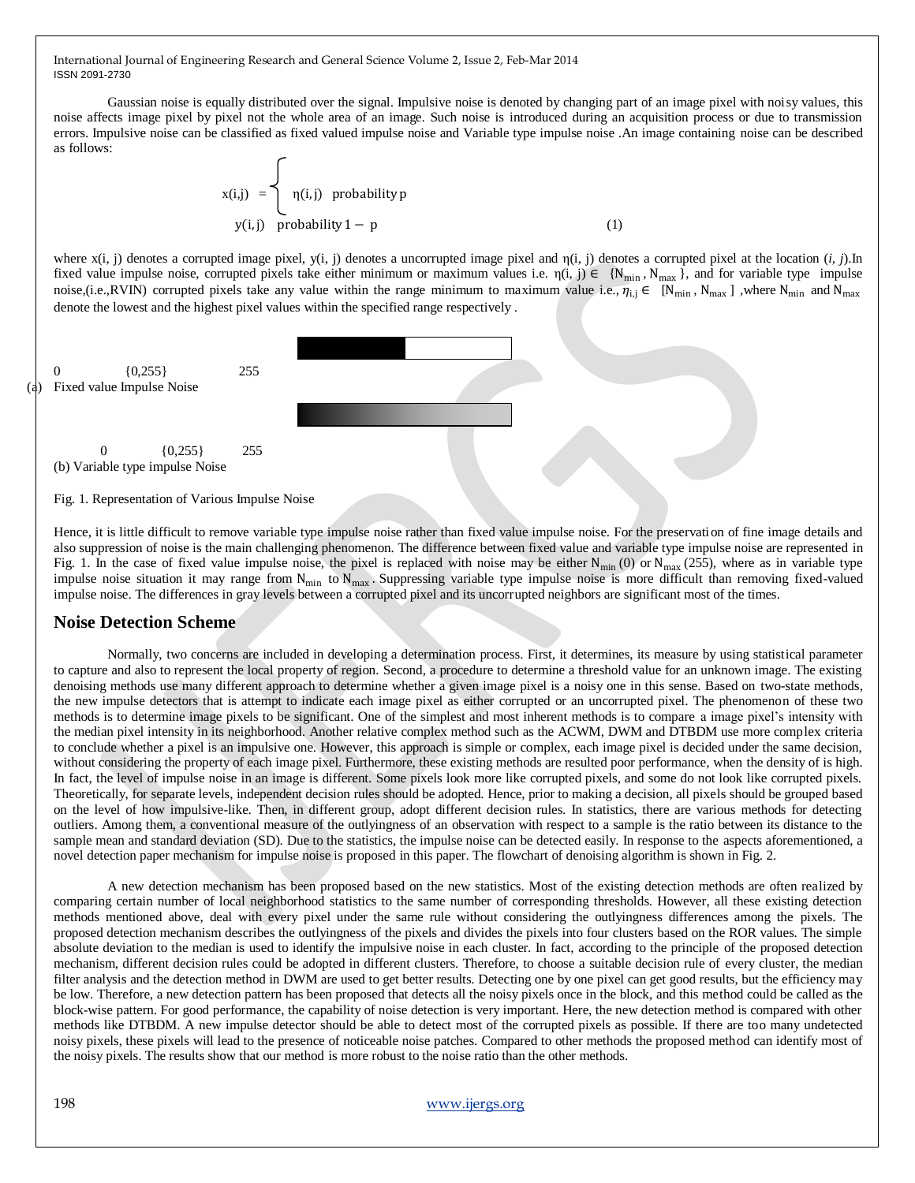Gaussian noise is equally distributed over the signal. Impulsive noise is denoted by changing part of an image pixel with noisy values, this noise affects image pixel by pixel not the whole area of an image. Such noise is introduced during an acquisition process or due to transmission errors. Impulsive noise can be classified as fixed valued impulse noise and Variable type impulse noise .An image containing noise can be described as follows:

$$x(i,j) = \begin{cases} \eta(i,j) & \text{probability } p \\ y(i,j) & \text{probability } 1-p \end{cases} \quad (1)$$

where x(i, j) denotes a corrupted image pixel, y(i, j) denotes a uncorrupted image pixel and η(i, j) denotes a corrupted pixel at the location (*i, j*).In fixed value impulse noise, corrupted pixels take either minimum or maximum values i.e. $\eta(i,j) \in \{N_{min}, N_{max}\}$, and for variable type impulse noise,(i.e.,RVIN) corrupted pixels take any value within the range minimum to maximum value i.e., $\eta_{i,j} \in [N_{min}, N_{max}]$ ,where $N_{min}$ and $N_{max}$ denote the lowest and the highest pixel values within the specified range respectively .

0 {0,255} 255

(a) Fixed value Impulse Noise

0 {0,255} 255

(b) Variable type impulse Noise

Fig. 1. Representation of Various Impulse Noise

Hence, it is little difficult to remove variable type impulse noise rather than fixed value impulse noise. For the preservation of fine image details and also suppression of noise is the main challenging phenomenon. The difference between fixed value and variable type impulse noise are represented in Fig. 1. In the case of fixed value impulse noise, the pixel is replaced with noise may be either $N_{min}$ (0) or $N_{max}$ (255), where as in variable type impulse noise situation it may range from $N_{min}$ to $N_{max}$. Suppressing variable type impulse noise is more difficult than removing fixed-valued impulse noise. The differences in gray levels between a corrupted pixel and its uncorrupted neighbors are significant most of the times.

## Noise Detection Scheme

Normally, two concerns are included in developing a determination process. First, it determines, its measure by using statistical parameter to capture and also to represent the local property of region. Second, a procedure to determine a threshold value for an unknown image. The existing denoising methods use many different approach to determine whether a given image pixel is a noisy one in this sense. Based on two-state methods, the new impulse detectors that is attempt to indicate each image pixel as either corrupted or an uncorrupted pixel. The phenomenon of these two methods is to determine image pixels to be significant. One of the simplest and most inherent methods is to compare a image pixel's intensity with the median pixel intensity in its neighborhood. Another relative complex method such as the ACWM, DWM and DTBDM use more complex criteria to conclude whether a pixel is an impulsive one. However, this approach is simple or complex, each image pixel is decided under the same decision, without considering the property of each image pixel. Furthermore, these existing methods are resulted poor performance, when the density of is high. In fact, the level of impulse noise in an image is different. Some pixels look more like corrupted pixels, and some do not look like corrupted pixels. Theoretically, for separate levels, independent decision rules should be adopted. Hence, prior to making a decision, all pixels should be grouped based on the level of how impulsive-like. Then, in different group, adopt different decision rules. In statistics, there are various methods for detecting outliers. Among them, a conventional measure of the outlyingness of an observation with respect to a sample is the ratio between its distance to the sample mean and standard deviation (SD). Due to the statistics, the impulse noise can be detected easily. In response to the aspects aforementioned, a novel detection paper mechanism for impulse noise is proposed in this paper. The flowchart of denoising algorithm is shown in Fig. 2.

A new detection mechanism has been proposed based on the new statistics. Most of the existing detection methods are often realized by comparing certain number of local neighborhood statistics to the same number of corresponding thresholds. However, all these existing detection methods mentioned above, deal with every pixel under the same rule without considering the outlyingness differences among the pixels. The proposed detection mechanism describes the outlyingness of the pixels and divides the pixels into four clusters based on the ROR values. The simple absolute deviation to the median is used to identify the impulsive noise in each cluster. In fact, according to the principle of the proposed detection mechanism, different decision rules could be adopted in different clusters. Therefore, to choose a suitable decision rule of every cluster, the median filter analysis and the detection method in DWM are used to get better results. Detecting one by one pixel can get good results, but the efficiency may be low. Therefore, a new detection pattern has been proposed that detects all the noisy pixels once in the block, and this method could be called as the block-wise pattern. For good performance, the capability of noise detection is very important. Here, the new detection method is compared with other methods like DTBDM. A new impulse detector should be able to detect most of the corrupted pixels as possible. If there are too many undetected noisy pixels, these pixels will lead to the presence of noticeable noise patches. Compared to other methods the proposed method can identify most of the noisy pixels. The results show that our method is more robust to the noise ratio than the other methods.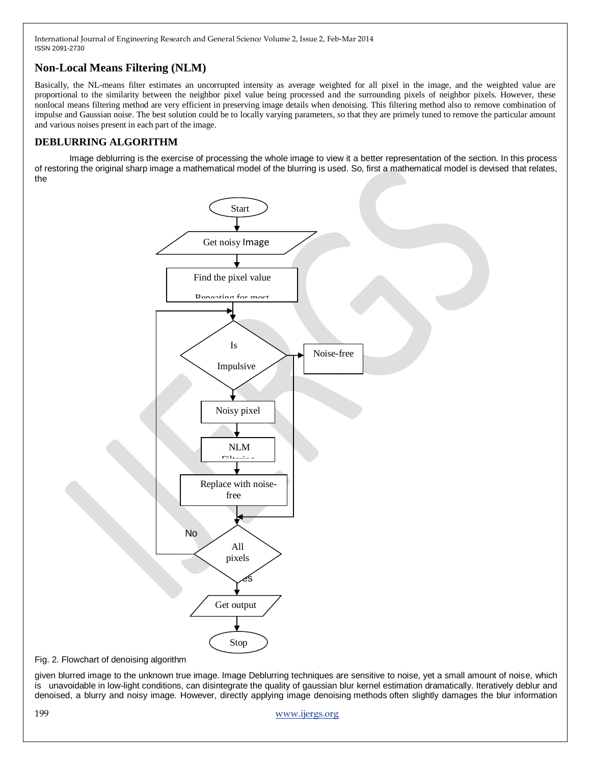## Non-Local Means Filtering (NLM)

Basically, the NL-means filter estimates an uncorrupted intensity as average weighted for all pixel in the image, and the weighted value are proportional to the similarity between the neighbor pixel value being processed and the surrounding pixels of neighbor pixels. However, these nonlocal means filtering method are very efficient in preserving image details when denoising. This filtering method also to remove combination of impulse and Gaussian noise. The best solution could be to locally varying parameters, so that they are primely tuned to remove the particular amount and various noises present in each part of the image.

## DEBLURRING ALGORITHM

Image deblurring is the exercise of processing the whole image to view it a better representation of the section. In this process of restoring the original sharp image a mathematical model of the blurring is used. So, first a mathematical model is devised that relates, the

Start

Get noisy Image

Find the pixel value

Repeating for most

Is

Impulsive

Noise-free

Noisy pixel

NLM

Filtering

Replace with noise-free

No

All pixels

Yes

Get output

Stop

Fig. 2. Flowchart of denoising algorithm

given blurred image to the unknown true image. Image Deblurring techniques are sensitive to noise, yet a small amount of noise, which is unavoidable in low-light conditions, can disintegrate the quality of gaussian blur kernel estimation dramatically. Iteratively deblur and denoised, a blurry and noisy image. However, directly applying image denoising methods often slightly damages the blur information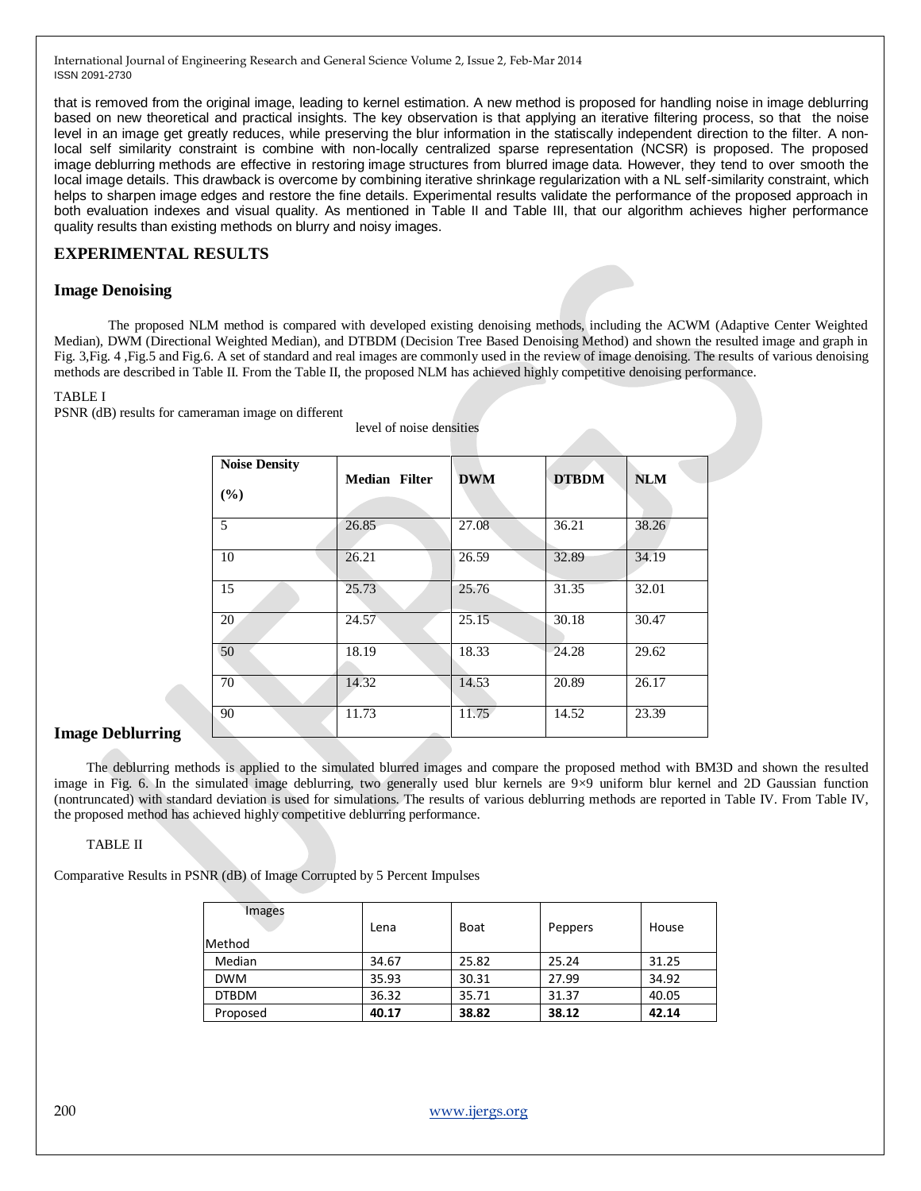that is removed from the original image, leading to kernel estimation. A new method is proposed for handling noise in image deblurring based on new theoretical and practical insights. The key observation is that applying an iterative filtering process, so that the noise level in an image get greatly reduces, while preserving the blur information in the statiscally independent direction to the filter. A non-local self similarity constraint is combine with non-locally centralized sparse representation (NCSR) is proposed. The proposed image deblurring methods are effective in restoring image structures from blurred image data. However, they tend to over smooth the local image details. This drawback is overcome by combining iterative shrinkage regularization with a NL self-similarity constraint, which helps to sharpen image edges and restore the fine details. Experimental results validate the performance of the proposed approach in both evaluation indexes and visual quality. As mentioned in Table II and Table III, that our algorithm achieves higher performance quality results than existing methods on blurry and noisy images.

## EXPERIMENTAL RESULTS

### Image Denoising

The proposed NLM method is compared with developed existing denoising methods, including the ACWM (Adaptive Center Weighted Median), DWM (Directional Weighted Median), and DTBDM (Decision Tree Based Denoising Method) and shown the resulted image and graph in Fig. 3,Fig. 4 ,Fig.5 and Fig.6. A set of standard and real images are commonly used in the review of image denoising. The results of various denoising methods are described in Table II. From the Table II, the proposed NLM has achieved highly competitive denoising performance.

TABLE I

PSNR (dB) results for cameraman image on different level of noise densities

| Noise Density (%) | Median Filter | DWM | DTBDM | NLM |
|---|---|---|---|---|
| 5 | 26.85 | 27.08 | 36.21 | 38.26 |
| 10 | 26.21 | 26.59 | 32.89 | 34.19 |
| 15 | 25.73 | 25.76 | 31.35 | 32.01 |
| 20 | 24.57 | 25.15 | 30.18 | 30.47 |
| 50 | 18.19 | 18.33 | 24.28 | 29.62 |
| 70 | 14.32 | 14.53 | 20.89 | 26.17 |
| 90 | 11.73 | 11.75 | 14.52 | 23.39 |

### Image Deblurring

The deblurring methods is applied to the simulated blurred images and compare the proposed method with BM3D and shown the resulted image in Fig. 6. In the simulated image deblurring, two generally used blur kernels are 9×9 uniform blur kernel and 2D Gaussian function (nontruncated) with standard deviation is used for simulations. The results of various deblurring methods are reported in Table IV. From Table IV, the proposed method has achieved highly competitive deblurring performance.

TABLE II

Comparative Results in PSNR (dB) of Image Corrupted by 5 Percent Impulses

| Images / Method | Lena | Boat | Peppers | House |
|---|---|---|---|---|
| Median | 34.67 | 25.82 | 25.24 | 31.25 |
| DWM | 35.93 | 30.31 | 27.99 | 34.92 |
| DTBDM | 36.32 | 35.71 | 31.37 | 40.05 |
| Proposed | **40.17** | **38.82** | **38.12** | **42.14** |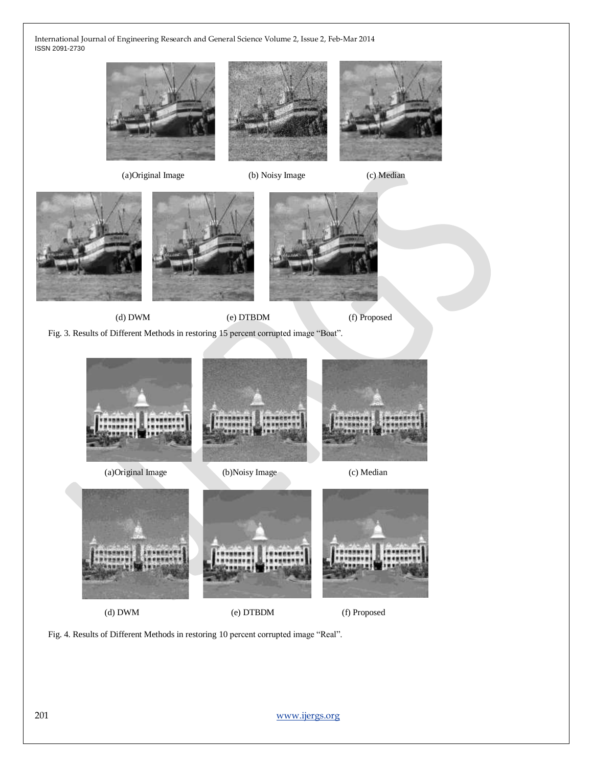(a)Original Image (b) Noisy Image (c) Median

(d) DWM (e) DTBDM (f) Proposed

Fig. 3. Results of Different Methods in restoring 15 percent corrupted image "Boat".

(a)Original Image (b)Noisy Image (c) Median

(d) DWM (e) DTBDM (f) Proposed

Fig. 4. Results of Different Methods in restoring 10 percent corrupted image "Real".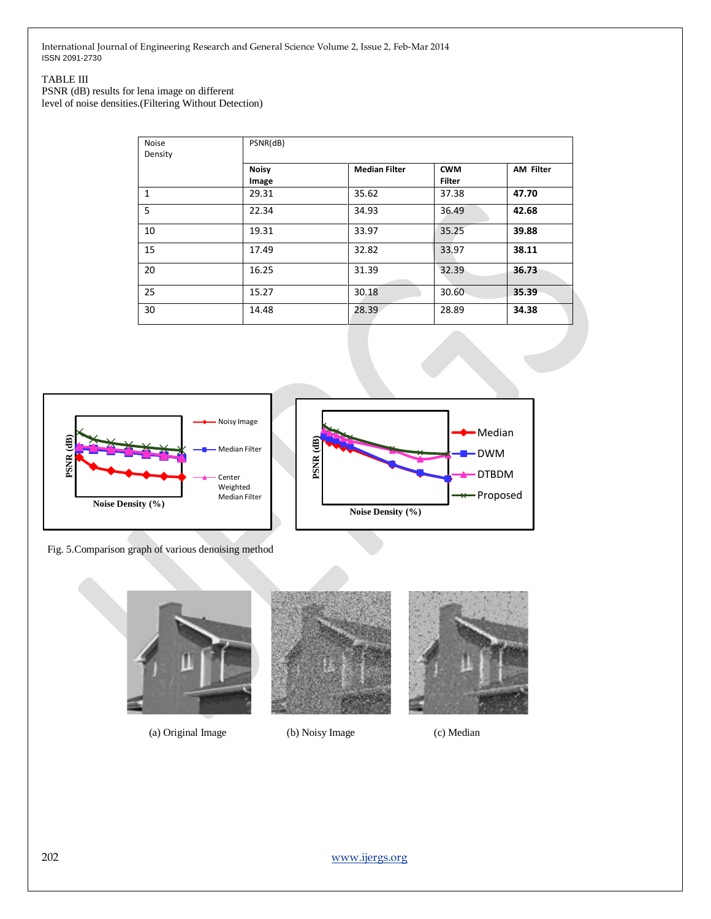TABLE III
PSNR (dB) results for lena image on different level of noise densities.(Filtering Without Detection)

| Noise Density | PSNR(dB) | | | |
|---|---|---|---|---|
| | **Noisy Image** | **Median Filter** | **CWM Filter** | **AM Filter** |
| 1 | 29.31 | 35.62 | 37.38 | **47.70** |
| 5 | 22.34 | 34.93 | 36.49 | **42.68** |
| 10 | 19.31 | 33.97 | 35.25 | **39.88** |
| 15 | 17.49 | 32.82 | 33.97 | **38.11** |
| 20 | 16.25 | 31.39 | 32.39 | **36.73** |
| 25 | 15.27 | 30.18 | 30.60 | **35.39** |
| 30 | 14.48 | 28.39 | 28.89 | **34.38** |

Fig. 5.Comparison graph of various denoising method

(a) Original Image (b) Noisy Image (c) Median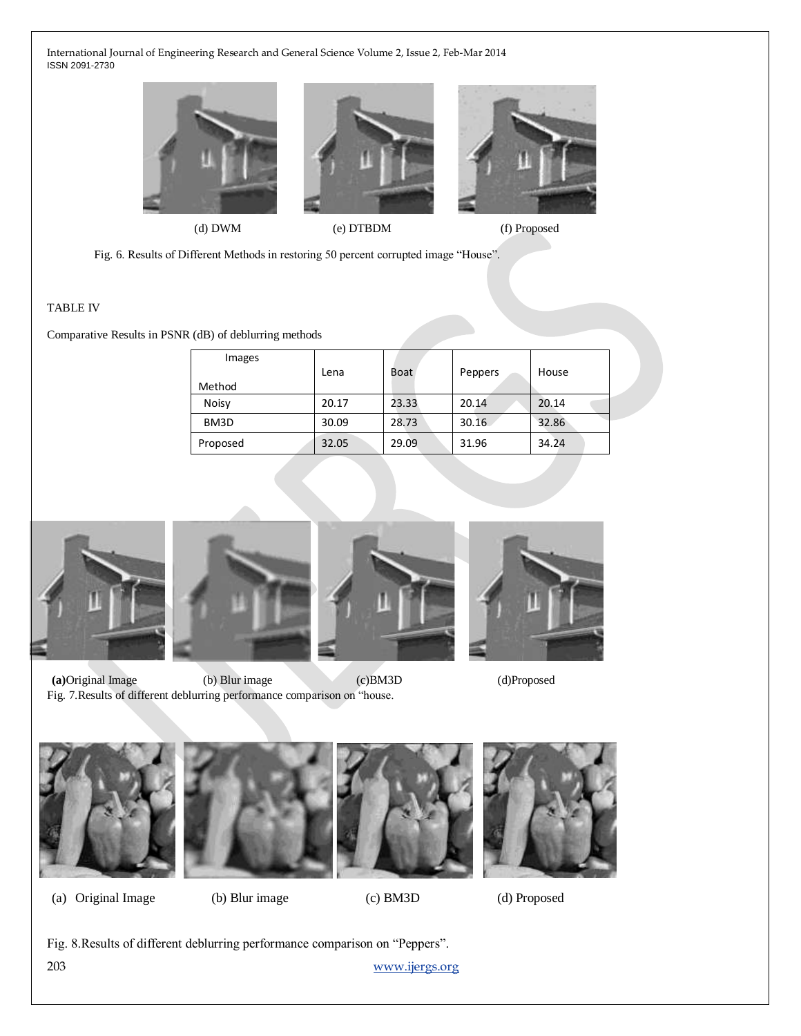(d) DWM (e) DTBDM (f) Proposed

Fig. 6. Results of Different Methods in restoring 50 percent corrupted image "House".

TABLE IV

Comparative Results in PSNR (dB) of deblurring methods

| Images / Method | Lena | Boat | Peppers | House |
|---|---|---|---|---|
| Noisy | 20.17 | 23.33 | 20.14 | 20.14 |
| BM3D | 30.09 | 28.73 | 30.16 | 32.86 |
| Proposed | 32.05 | 29.09 | 31.96 | 34.24 |

**(a)**Original Image (b) Blur image (c)BM3D (d)Proposed

Fig. 7.Results of different deblurring performance comparison on "house.

(a) Original Image (b) Blur image (c) BM3D (d) Proposed

Fig. 8.Results of different deblurring performance comparison on "Peppers".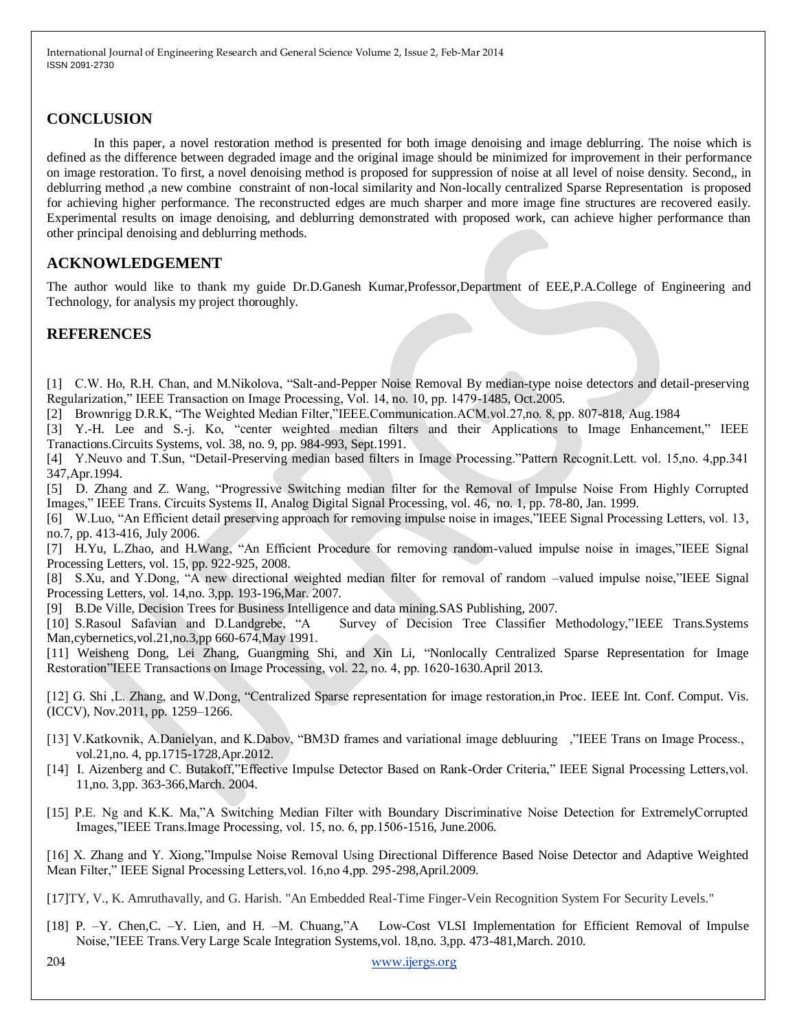## CONCLUSION

In this paper, a novel restoration method is presented for both image denoising and image deblurring. The noise which is defined as the difference between degraded image and the original image should be minimized for improvement in their performance on image restoration. To first, a novel denoising method is proposed for suppression of noise at all level of noise density. Second,, in deblurring method ,a new combine constraint of non-local similarity and Non-locally centralized Sparse Representation is proposed for achieving higher performance. The reconstructed edges are much sharper and more image fine structures are recovered easily. Experimental results on image denoising, and deblurring demonstrated with proposed work, can achieve higher performance than other principal denoising and deblurring methods.

## ACKNOWLEDGEMENT

The author would like to thank my guide Dr.D.Ganesh Kumar,Professor,Department of EEE,P.A.College of Engineering and Technology, for analysis my project thoroughly.

## REFERENCES

[1] C.W. Ho, R.H. Chan, and M.Nikolova, "Salt-and-Pepper Noise Removal By median-type noise detectors and detail-preserving Regularization," IEEE Transaction on Image Processing, Vol. 14, no. 10, pp. 1479-1485, Oct.2005.

[2] Brownrigg D.R.K, "The Weighted Median Filter,"IEEE.Communication.ACM.vol.27,no. 8, pp. 807-818, Aug.1984

[3] Y.-H. Lee and S.-j. Ko, "center weighted median filters and their Applications to Image Enhancement," IEEE Tranactions.Circuits Systems, vol. 38, no. 9, pp. 984-993, Sept.1991.

[4] Y.Neuvo and T.Sun, "Detail-Preserving median based filters in Image Processing."Pattern Recognit.Lett. vol. 15,no. 4,pp.341 347,Apr.1994.

[5] D. Zhang and Z. Wang, "Progressive Switching median filter for the Removal of Impulse Noise From Highly Corrupted Images," IEEE Trans. Circuits Systems II, Analog Digital Signal Processing, vol. 46, no. 1, pp. 78-80, Jan. 1999.

[6] W.Luo, "An Efficient detail preserving approach for removing impulse noise in images,"IEEE Signal Processing Letters, vol. 13, no.7, pp. 413-416, July 2006.

[7] H.Yu, L.Zhao, and H.Wang, "An Efficient Procedure for removing random-valued impulse noise in images,"IEEE Signal Processing Letters, vol. 15, pp. 922-925, 2008.

[8] S.Xu, and Y.Dong, "A new directional weighted median filter for removal of random –valued impulse noise,"IEEE Signal Processing Letters, vol. 14,no. 3,pp. 193-196,Mar. 2007.

[9] B.De Ville, Decision Trees for Business Intelligence and data mining.SAS Publishing, 2007.

[10] S.Rasoul Safavian and D.Landgrebe, "A Survey of Decision Tree Classifier Methodology,"IEEE Trans.Systems Man,cybernetics,vol.21,no.3,pp 660-674,May 1991.

[11] Weisheng Dong, Lei Zhang, Guangming Shi, and Xin Li, "Nonlocally Centralized Sparse Representation for Image Restoration"IEEE Transactions on Image Processing, vol. 22, no. 4, pp. 1620-1630.April 2013.

[12] G. Shi ,L. Zhang, and W.Dong, "Centralized Sparse representation for image restoration,in Proc. IEEE Int. Conf. Comput. Vis.(ICCV), Nov.2011, pp. 1259–1266.

[13] V.Katkovnik, A.Danielyan, and K.Dabov, "BM3D frames and variational image debluuring ,"IEEE Trans on Image Process., vol.21,no. 4, pp.1715-1728,Apr.2012.

[14] I. Aizenberg and C. Butakoff,"Effective Impulse Detector Based on Rank-Order Criteria," IEEE Signal Processing Letters,vol. 11,no. 3,pp. 363-366,March. 2004.

[15] P.E. Ng and K.K. Ma,"A Switching Median Filter with Boundary Discriminative Noise Detection for ExtremelyCorrupted Images,"IEEE Trans.Image Processing, vol. 15, no. 6, pp.1506-1516, June.2006.

[16] X. Zhang and Y. Xiong,"Impulse Noise Removal Using Directional Difference Based Noise Detector and Adaptive Weighted Mean Filter," IEEE Signal Processing Letters,vol. 16,no 4,pp. 295-298,April.2009.

[17]TY, V., K. Amruthavally, and G. Harish. "An Embedded Real-Time Finger-Vein Recognition System For Security Levels."

[18] P. –Y. Chen,C. –Y. Lien, and H. –M. Chuang,"A Low-Cost VLSI Implementation for Efficient Removal of Impulse Noise,"IEEE Trans.Very Large Scale Integration Systems,vol. 18,no. 3,pp. 473-481,March. 2010.